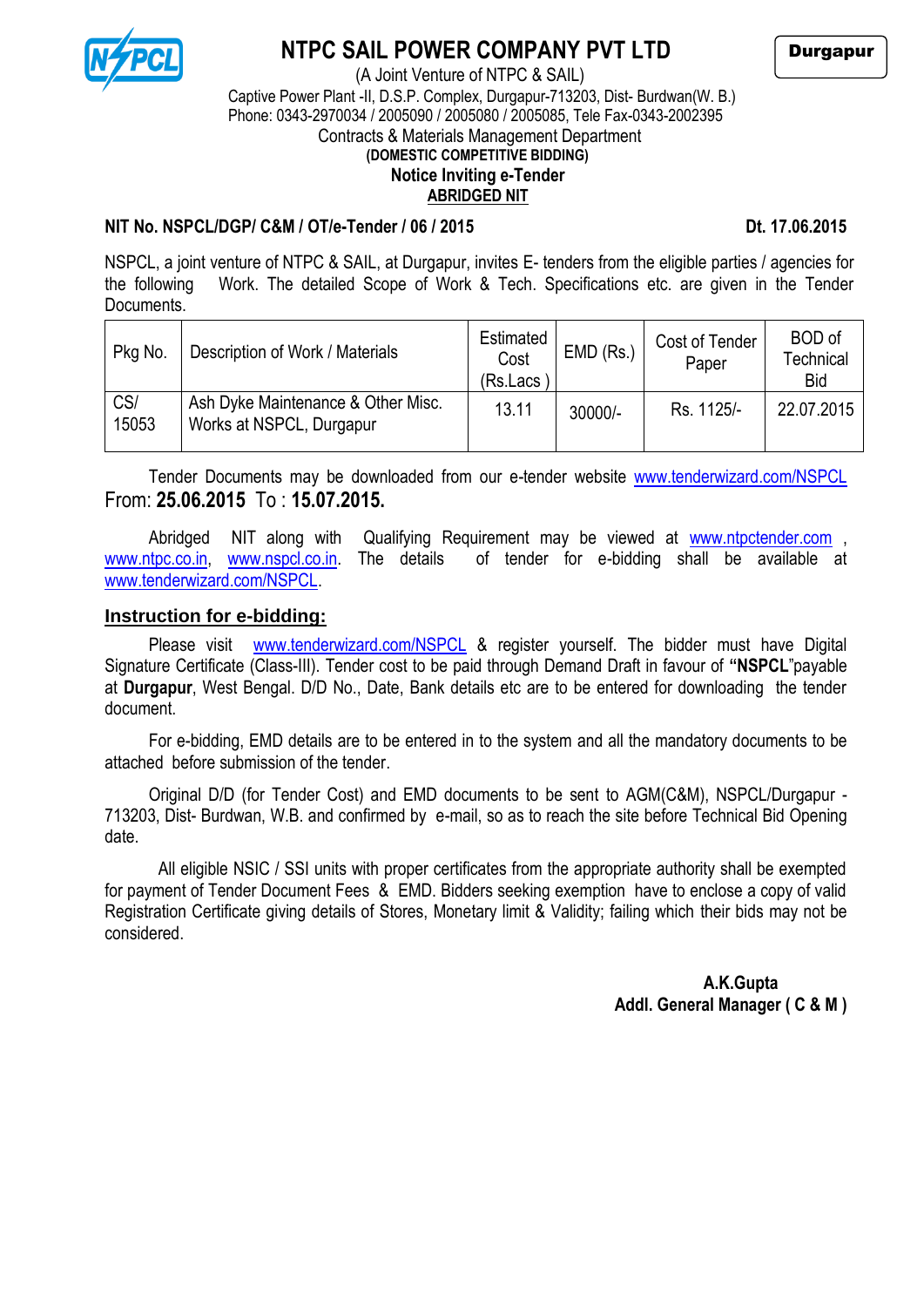Durgapur

# NTPC SAIL POWER COMPANY PVT LTD

(A Joint Venture of NTPC & SAIL)

Captive Power Plant -II, D.S.P. Complex, Durgapur-713203, Dist- Burdwan(W. B.)

Phone: 0343-2970034 / 2005090 / 2005080 / 2005085, Tele Fax-0343-2002395

Contracts & Materials Management Department

**(DOMESTIC COMPETITIVE BIDDING)**

**Notice Inviting e-Tender**

**ABRIDGED NIT**

**NIT No. NSPCL/DGP/ C&M / OT/e-Tender / 06 / 2015** **Dt. 17.06.2015**

NSPCL, a joint venture of NTPC & SAIL, at Durgapur, invites E- tenders from the eligible parties / agencies for the following Work. The detailed Scope of Work & Tech. Specifications etc. are given in the Tender Documents.

| Pkg No. | Description of Work / Materials | Estimated Cost (Rs.Lacs ) | EMD (Rs.) | Cost of Tender Paper | BOD of Technical Bid |
|---|---|---|---|---|---|
| CS/ 15053 | Ash Dyke Maintenance & Other Misc. Works at NSPCL, Durgapur | 13.11 | 30000/- | Rs. 1125/- | 22.07.2015 |

Tender Documents may be downloaded from our e-tender website www.tenderwizard.com/NSPCL From: **25.06.2015** To : **15.07.2015.**

Abridged NIT along with Qualifying Requirement may be viewed at www.ntpctender.com , www.ntpc.co.in, www.nspcl.co.in. The details of tender for e-bidding shall be available at www.tenderwizard.com/NSPCL.

## Instruction for e-bidding:

Please visit www.tenderwizard.com/NSPCL & register yourself. The bidder must have Digital Signature Certificate (Class-III). Tender cost to be paid through Demand Draft in favour of **"NSPCL**"payable at **Durgapur**, West Bengal. D/D No., Date, Bank details etc are to be entered for downloading the tender document.

For e-bidding, EMD details are to be entered in to the system and all the mandatory documents to be attached before submission of the tender.

Original D/D (for Tender Cost) and EMD documents to be sent to AGM(C&M), NSPCL/Durgapur - 713203, Dist- Burdwan, W.B. and confirmed by e-mail, so as to reach the site before Technical Bid Opening date.

All eligible NSIC / SSI units with proper certificates from the appropriate authority shall be exempted for payment of Tender Document Fees & EMD. Bidders seeking exemption have to enclose a copy of valid Registration Certificate giving details of Stores, Monetary limit & Validity; failing which their bids may not be considered.

**A.K.Gupta**

**Addl. General Manager ( C & M )**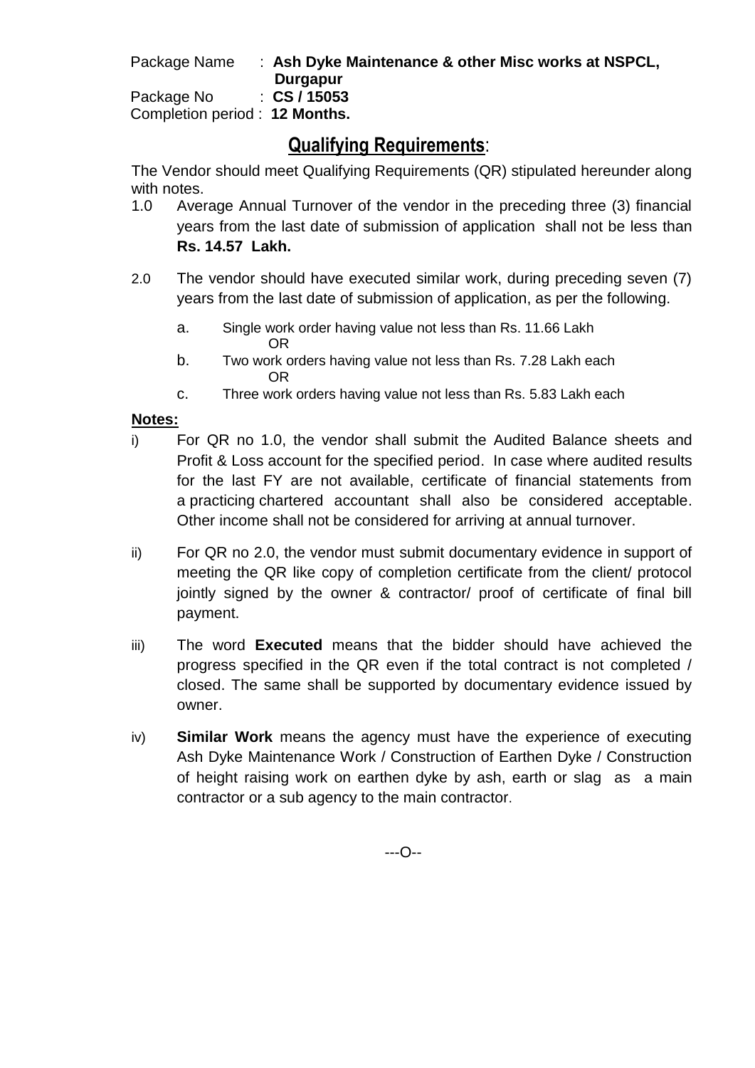Package Name : **Ash Dyke Maintenance & other Misc works at NSPCL, Durgapur**

Package No : **CS / 15053**

Completion period : **12 Months.**

## Qualifying Requirements:

The Vendor should meet Qualifying Requirements (QR) stipulated hereunder along with notes.

1.0 Average Annual Turnover of the vendor in the preceding three (3) financial years from the last date of submission of application shall not be less than **Rs. 14.57 Lakh.**

2.0 The vendor should have executed similar work, during preceding seven (7) years from the last date of submission of application, as per the following.

   a. Single work order having value not less than Rs. 11.66 Lakh
      OR
   b. Two work orders having value not less than Rs. 7.28 Lakh each
      OR
   c. Three work orders having value not less than Rs. 5.83 Lakh each

**Notes:**

i) For QR no 1.0, the vendor shall submit the Audited Balance sheets and Profit & Loss account for the specified period. In case where audited results for the last FY are not available, certificate of financial statements from a practicing chartered accountant shall also be considered acceptable. Other income shall not be considered for arriving at annual turnover.

ii) For QR no 2.0, the vendor must submit documentary evidence in support of meeting the QR like copy of completion certificate from the client/ protocol jointly signed by the owner & contractor/ proof of certificate of final bill payment.

iii) The word **Executed** means that the bidder should have achieved the progress specified in the QR even if the total contract is not completed / closed. The same shall be supported by documentary evidence issued by owner.

iv) **Similar Work** means the agency must have the experience of executing Ash Dyke Maintenance Work / Construction of Earthen Dyke / Construction of height raising work on earthen dyke by ash, earth or slag as a main contractor or a sub agency to the main contractor.

---O--